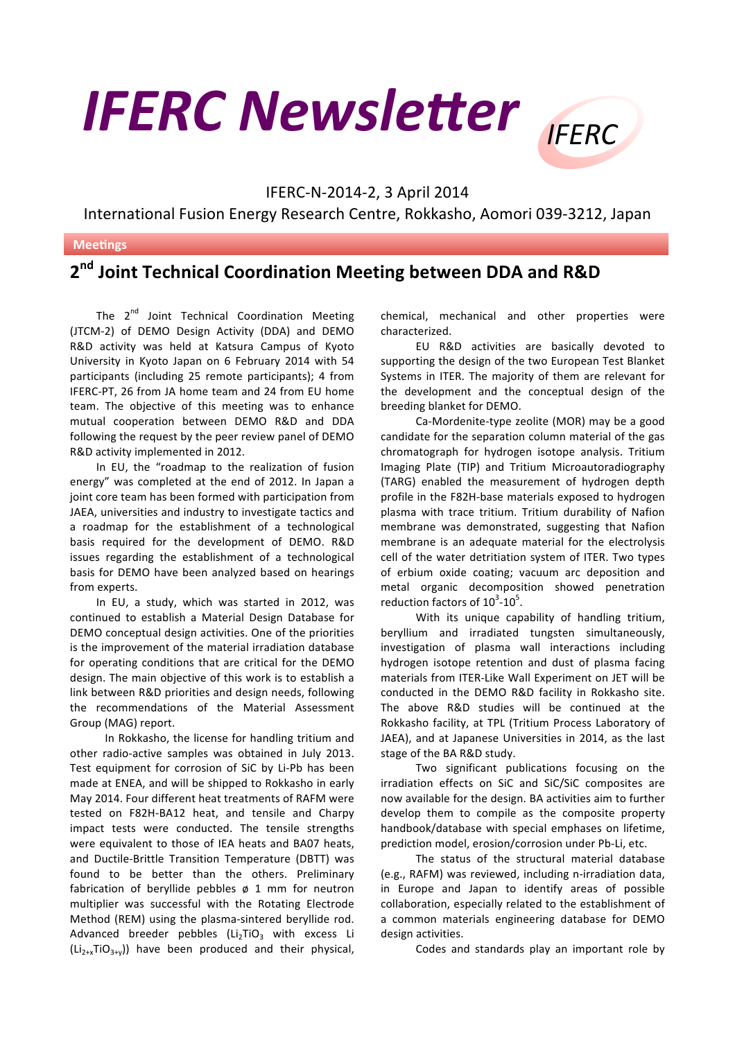# IFERC Newsletter

IFERC-N-2014-2, 3 April 2014

International Fusion Energy Research Centre, Rokkasho, Aomori 039-3212, Japan

**Meetings**

## 2nd Joint Technical Coordination Meeting between DDA and R&D

The 2nd Joint Technical Coordination Meeting (JTCM-2) of DEMO Design Activity (DDA) and DEMO R&D activity was held at Katsura Campus of Kyoto University in Kyoto Japan on 6 February 2014 with 54 participants (including 25 remote participants); 4 from IFERC-PT, 26 from JA home team and 24 from EU home team. The objective of this meeting was to enhance mutual cooperation between DEMO R&D and DDA following the request by the peer review panel of DEMO R&D activity implemented in 2012.

In EU, the "roadmap to the realization of fusion energy" was completed at the end of 2012. In Japan a joint core team has been formed with participation from JAEA, universities and industry to investigate tactics and a roadmap for the establishment of a technological basis required for the development of DEMO. R&D issues regarding the establishment of a technological basis for DEMO have been analyzed based on hearings from experts.

In EU, a study, which was started in 2012, was continued to establish a Material Design Database for DEMO conceptual design activities. One of the priorities is the improvement of the material irradiation database for operating conditions that are critical for the DEMO design. The main objective of this work is to establish a link between R&D priorities and design needs, following the recommendations of the Material Assessment Group (MAG) report.

In Rokkasho, the license for handling tritium and other radio-active samples was obtained in July 2013. Test equipment for corrosion of SiC by Li-Pb has been made at ENEA, and will be shipped to Rokkasho in early May 2014. Four different heat treatments of RAFM were tested on F82H-BA12 heat, and tensile and Charpy impact tests were conducted. The tensile strengths were equivalent to those of IEA heats and BA07 heats, and Ductile-Brittle Transition Temperature (DBTT) was found to be better than the others. Preliminary fabrication of beryllide pebbles ø 1 mm for neutron multiplier was successful with the Rotating Electrode Method (REM) using the plasma-sintered beryllide rod. Advanced breeder pebbles ($Li_2TiO_3$ with excess Li ($Li_{2+x}TiO_{3+y}$)) have been produced and their physical, chemical, mechanical and other properties were characterized.

EU R&D activities are basically devoted to supporting the design of the two European Test Blanket Systems in ITER. The majority of them are relevant for the development and the conceptual design of the breeding blanket for DEMO.

Ca-Mordenite-type zeolite (MOR) may be a good candidate for the separation column material of the gas chromatograph for hydrogen isotope analysis. Tritium Imaging Plate (TIP) and Tritium Microautoradiography (TARG) enabled the measurement of hydrogen depth profile in the F82H-base materials exposed to hydrogen plasma with trace tritium. Tritium durability of Nafion membrane was demonstrated, suggesting that Nafion membrane is an adequate material for the electrolysis cell of the water detritiation system of ITER. Two types of erbium oxide coating; vacuum arc deposition and metal organic decomposition showed penetration reduction factors of $10^3$-$10^5$.

With its unique capability of handling tritium, beryllium and irradiated tungsten simultaneously, investigation of plasma wall interactions including hydrogen isotope retention and dust of plasma facing materials from ITER-Like Wall Experiment on JET will be conducted in the DEMO R&D facility in Rokkasho site. The above R&D studies will be continued at the Rokkasho facility, at TPL (Tritium Process Laboratory of JAEA), and at Japanese Universities in 2014, as the last stage of the BA R&D study.

Two significant publications focusing on the irradiation effects on SiC and SiC/SiC composites are now available for the design. BA activities aim to further develop them to compile as the composite property handbook/database with special emphases on lifetime, prediction model, erosion/corrosion under Pb-Li, etc.

The status of the structural material database (e.g., RAFM) was reviewed, including n-irradiation data, in Europe and Japan to identify areas of possible collaboration, especially related to the establishment of a common materials engineering database for DEMO design activities.

Codes and standards play an important role by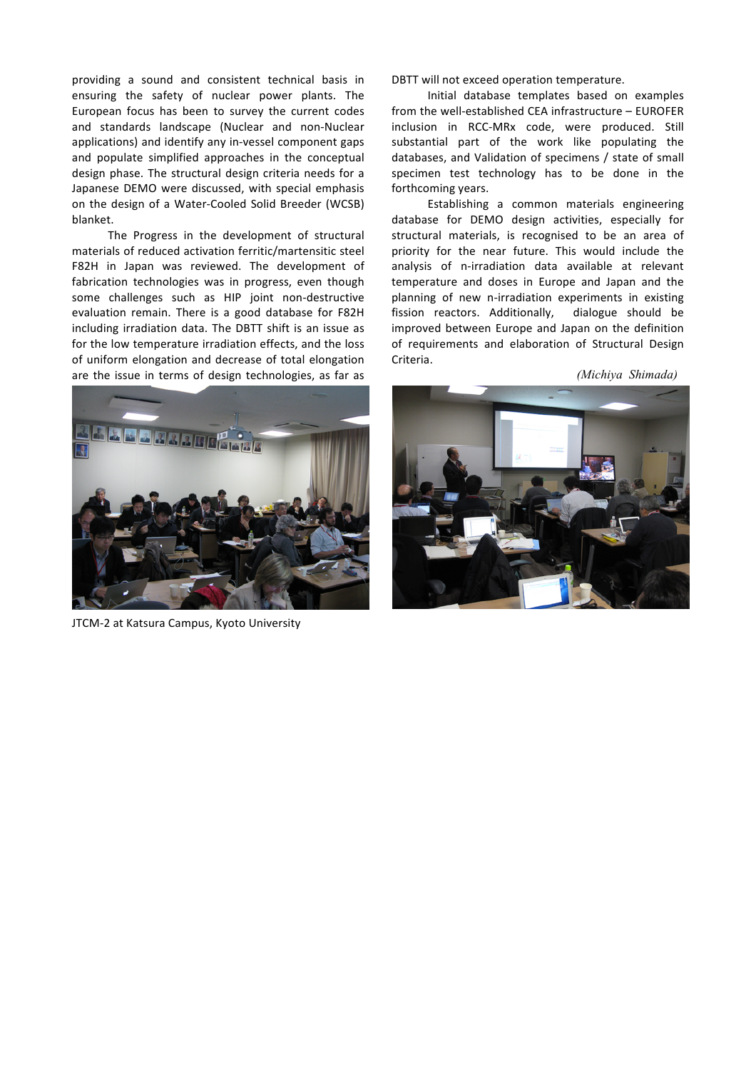providing a sound and consistent technical basis in ensuring the safety of nuclear power plants. The European focus has been to survey the current codes and standards landscape (Nuclear and non-Nuclear applications) and identify any in-vessel component gaps and populate simplified approaches in the conceptual design phase. The structural design criteria needs for a Japanese DEMO were discussed, with special emphasis on the design of a Water-Cooled Solid Breeder (WCSB) blanket.

The Progress in the development of structural materials of reduced activation ferritic/martensitic steel F82H in Japan was reviewed. The development of fabrication technologies was in progress, even though some challenges such as HIP joint non-destructive evaluation remain. There is a good database for F82H including irradiation data. The DBTT shift is an issue as for the low temperature irradiation effects, and the loss of uniform elongation and decrease of total elongation are the issue in terms of design technologies, as far as DBTT will not exceed operation temperature.

Initial database templates based on examples from the well-established CEA infrastructure – EUROFER inclusion in RCC-MRx code, were produced. Still substantial part of the work like populating the databases, and Validation of specimens / state of small specimen test technology has to be done in the forthcoming years.

Establishing a common materials engineering database for DEMO design activities, especially for structural materials, is recognised to be an area of priority for the near future. This would include the analysis of n-irradiation data available at relevant temperature and doses in Europe and Japan and the planning of new n-irradiation experiments in existing fission reactors. Additionally, dialogue should be improved between Europe and Japan on the definition of requirements and elaboration of Structural Design Criteria.

*(Michiya Shimada)*

JTCM-2 at Katsura Campus, Kyoto University